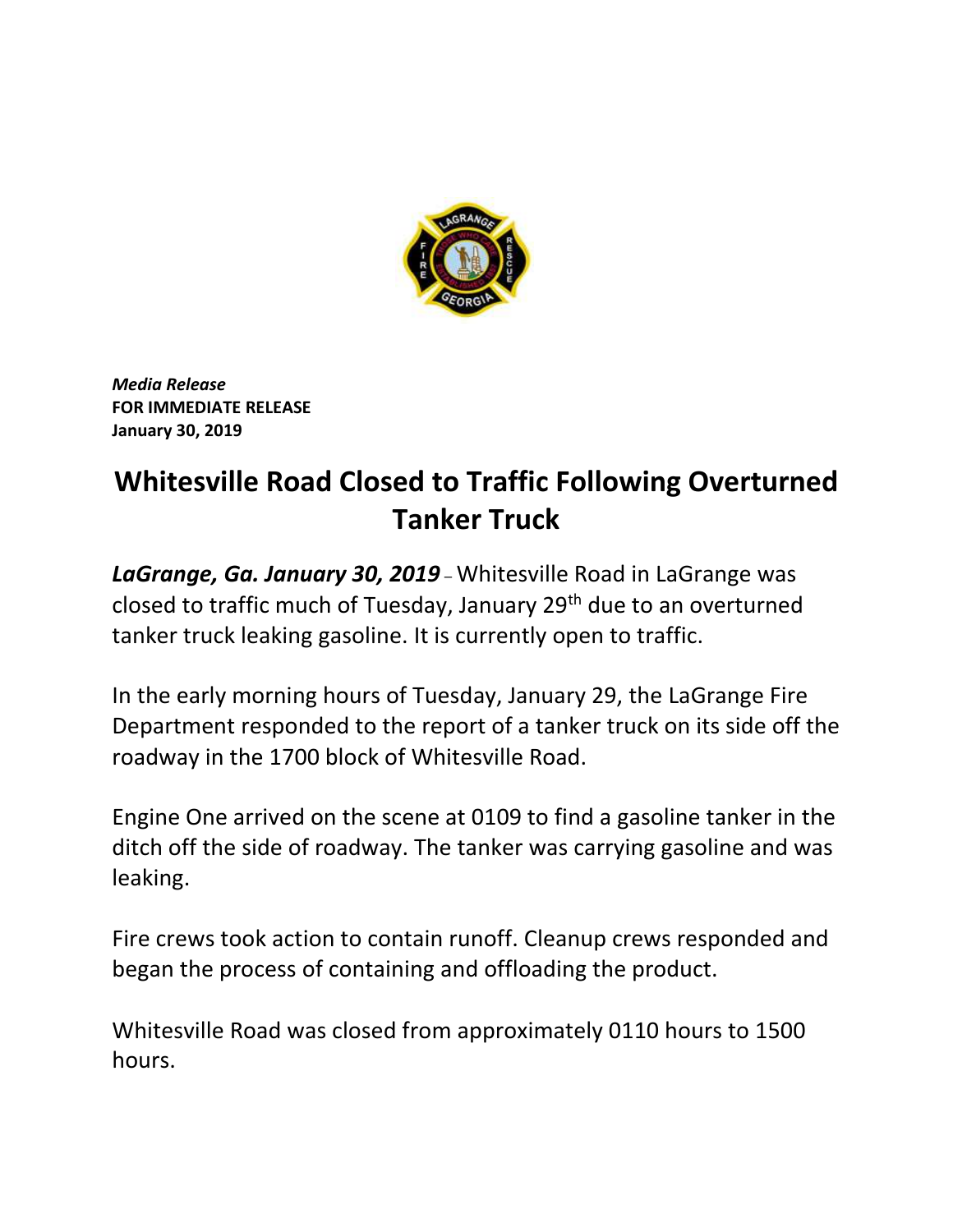***Media Release***
**FOR IMMEDIATE RELEASE**
**January 30, 2019**

# Whitesville Road Closed to Traffic Following Overturned Tanker Truck

***LaGrange, Ga. January 30, 2019*** – Whitesville Road in LaGrange was closed to traffic much of Tuesday, January 29th due to an overturned tanker truck leaking gasoline. It is currently open to traffic.

In the early morning hours of Tuesday, January 29, the LaGrange Fire Department responded to the report of a tanker truck on its side off the roadway in the 1700 block of Whitesville Road.

Engine One arrived on the scene at 0109 to find a gasoline tanker in the ditch off the side of roadway. The tanker was carrying gasoline and was leaking.

Fire crews took action to contain runoff. Cleanup crews responded and began the process of containing and offloading the product.

Whitesville Road was closed from approximately 0110 hours to 1500 hours.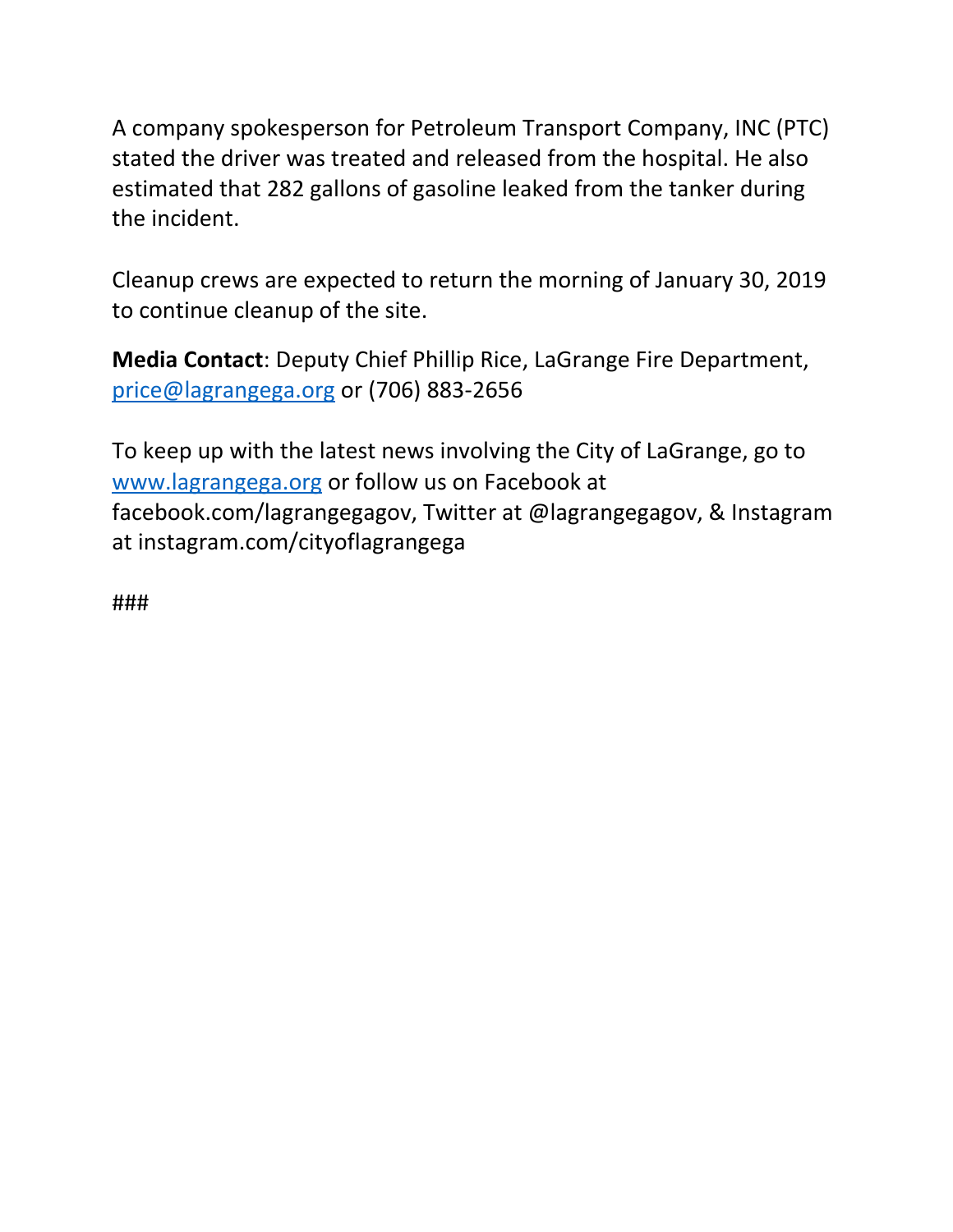A company spokesperson for Petroleum Transport Company, INC (PTC) stated the driver was treated and released from the hospital. He also estimated that 282 gallons of gasoline leaked from the tanker during the incident.

Cleanup crews are expected to return the morning of January 30, 2019 to continue cleanup of the site.

**Media Contact**: Deputy Chief Phillip Rice, LaGrange Fire Department, price@lagrangega.org or (706) 883-2656

To keep up with the latest news involving the City of LaGrange, go to www.lagrangega.org or follow us on Facebook at facebook.com/lagrangegagov, Twitter at @lagrangegagov, & Instagram at instagram.com/cityoflagrangega

###